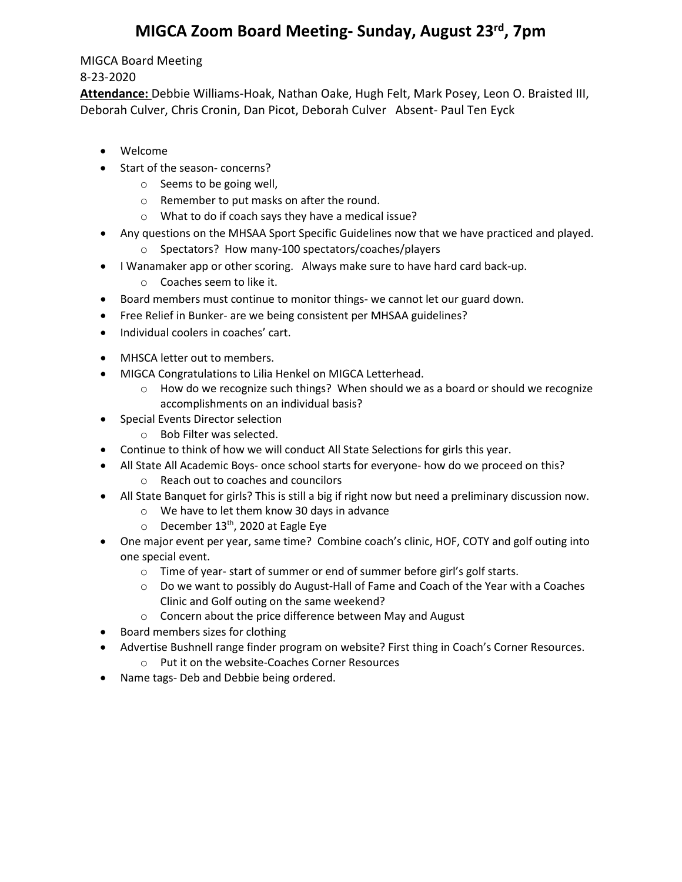# MIGCA Zoom Board Meeting- Sunday, August 23rd, 7pm

MIGCA Board Meeting
8-23-2020
**Attendance:** Debbie Williams-Hoak, Nathan Oake, Hugh Felt, Mark Posey, Leon O. Braisted III, Deborah Culver, Chris Cronin, Dan Picot, Deborah Culver   Absent- Paul Ten Eyck

- Welcome
- Start of the season- concerns?
  - Seems to be going well,
  - Remember to put masks on after the round.
  - What to do if coach says they have a medical issue?
- Any questions on the MHSAA Sport Specific Guidelines now that we have practiced and played.
  - Spectators? How many-100 spectators/coaches/players
- I Wanamaker app or other scoring. Always make sure to have hard card back-up.
  - Coaches seem to like it.
- Board members must continue to monitor things- we cannot let our guard down.
- Free Relief in Bunker- are we being consistent per MHSAA guidelines?
- Individual coolers in coaches' cart.
- MHSCA letter out to members.
- MIGCA Congratulations to Lilia Henkel on MIGCA Letterhead.
  - How do we recognize such things? When should we as a board or should we recognize accomplishments on an individual basis?
- Special Events Director selection
  - Bob Filter was selected.
- Continue to think of how we will conduct All State Selections for girls this year.
- All State All Academic Boys- once school starts for everyone- how do we proceed on this?
  - Reach out to coaches and councilors
- All State Banquet for girls? This is still a big if right now but need a preliminary discussion now.
  - We have to let them know 30 days in advance
  - December 13th, 2020 at Eagle Eye
- One major event per year, same time? Combine coach's clinic, HOF, COTY and golf outing into one special event.
  - Time of year- start of summer or end of summer before girl's golf starts.
  - Do we want to possibly do August-Hall of Fame and Coach of the Year with a Coaches Clinic and Golf outing on the same weekend?
  - Concern about the price difference between May and August
- Board members sizes for clothing
- Advertise Bushnell range finder program on website? First thing in Coach's Corner Resources.
  - Put it on the website-Coaches Corner Resources
- Name tags- Deb and Debbie being ordered.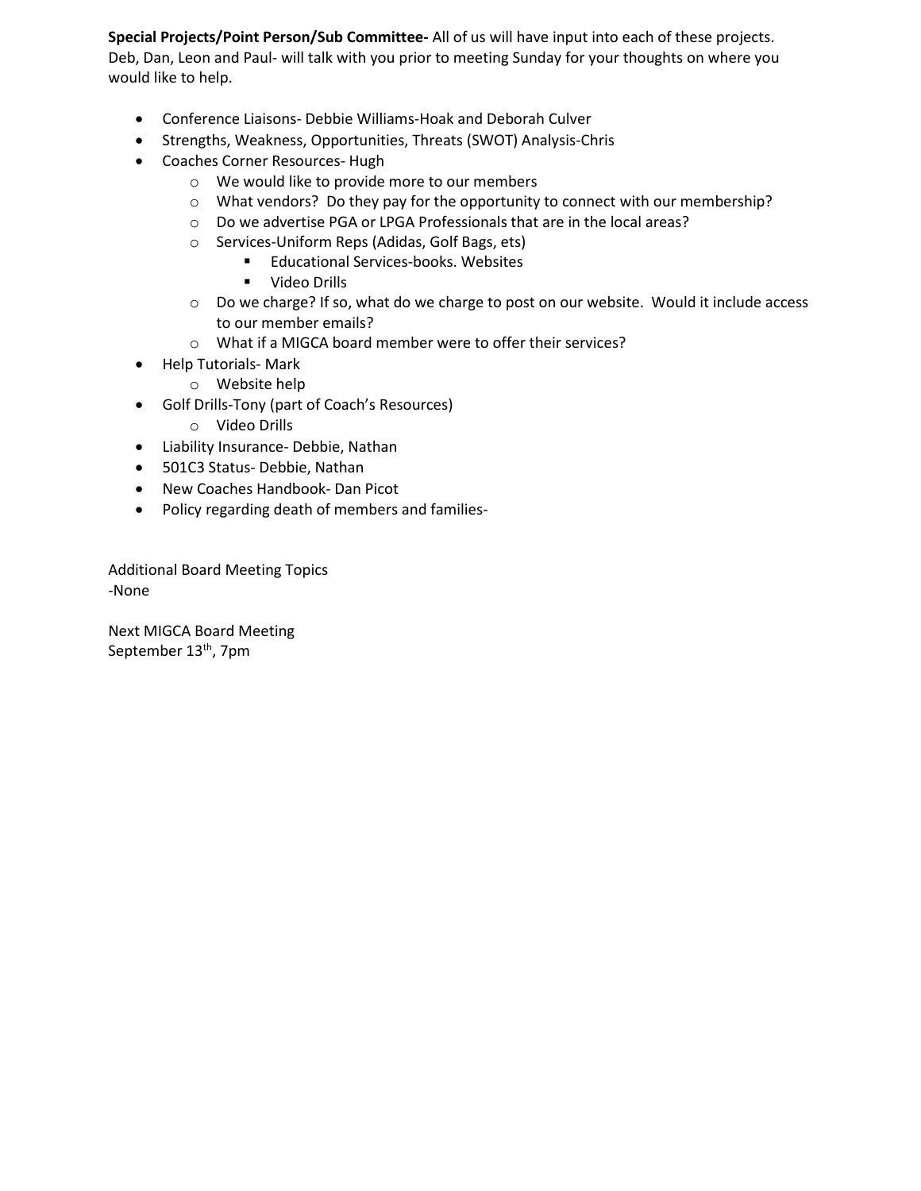**Special Projects/Point Person/Sub Committee-** All of us will have input into each of these projects. Deb, Dan, Leon and Paul- will talk with you prior to meeting Sunday for your thoughts on where you would like to help.

- Conference Liaisons- Debbie Williams-Hoak and Deborah Culver
- Strengths, Weakness, Opportunities, Threats (SWOT) Analysis-Chris
- Coaches Corner Resources- Hugh
  - We would like to provide more to our members
  - What vendors? Do they pay for the opportunity to connect with our membership?
  - Do we advertise PGA or LPGA Professionals that are in the local areas?
  - Services-Uniform Reps (Adidas, Golf Bags, ets)
    - Educational Services-books. Websites
    - Video Drills
  - Do we charge? If so, what do we charge to post on our website. Would it include access to our member emails?
  - What if a MIGCA board member were to offer their services?
- Help Tutorials- Mark
  - Website help
- Golf Drills-Tony (part of Coach's Resources)
  - Video Drills
- Liability Insurance- Debbie, Nathan
- 501C3 Status- Debbie, Nathan
- New Coaches Handbook- Dan Picot
- Policy regarding death of members and families-

Additional Board Meeting Topics
-None

Next MIGCA Board Meeting
September 13th, 7pm